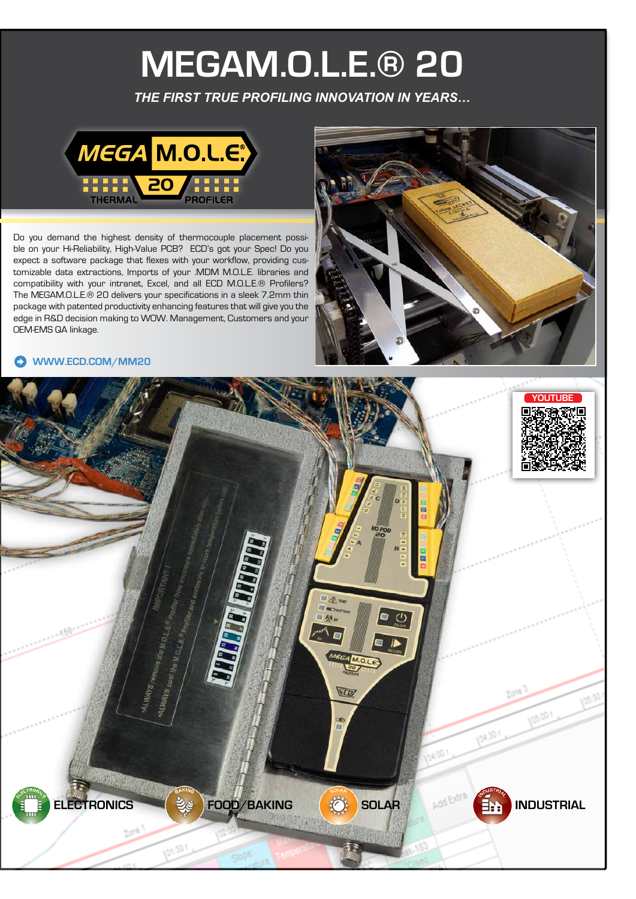# MEGAM.O.L.E.® 20

*THE FIRST TRUE PROFILING INNOVATION IN YEARS…*

Do you demand the highest density of thermocouple placement possible on your Hi-Reliability, High-Value PCB? ECD's got your Spec! Do you expect a software package that flexes with your workflow, providing customizable data extractions, Imports of your .MDM M.O.L.E. libraries and compatibility with your intranet, Excel, and all ECD M.O.L.E.® Profilers? The MEGAM.O.L.E.® 20 delivers your specifications in a sleek 7.2mm thin package with patented productivity enhancing features that will give you the edge in R&D decision making to WOW. Management, Customers and your OEM-EMS QA linkage.

WWW.ECD.COM/MM20

YOUTUBE

ELECTRONICS

FOOD/BAKING

SOLAR

INDUSTRIAL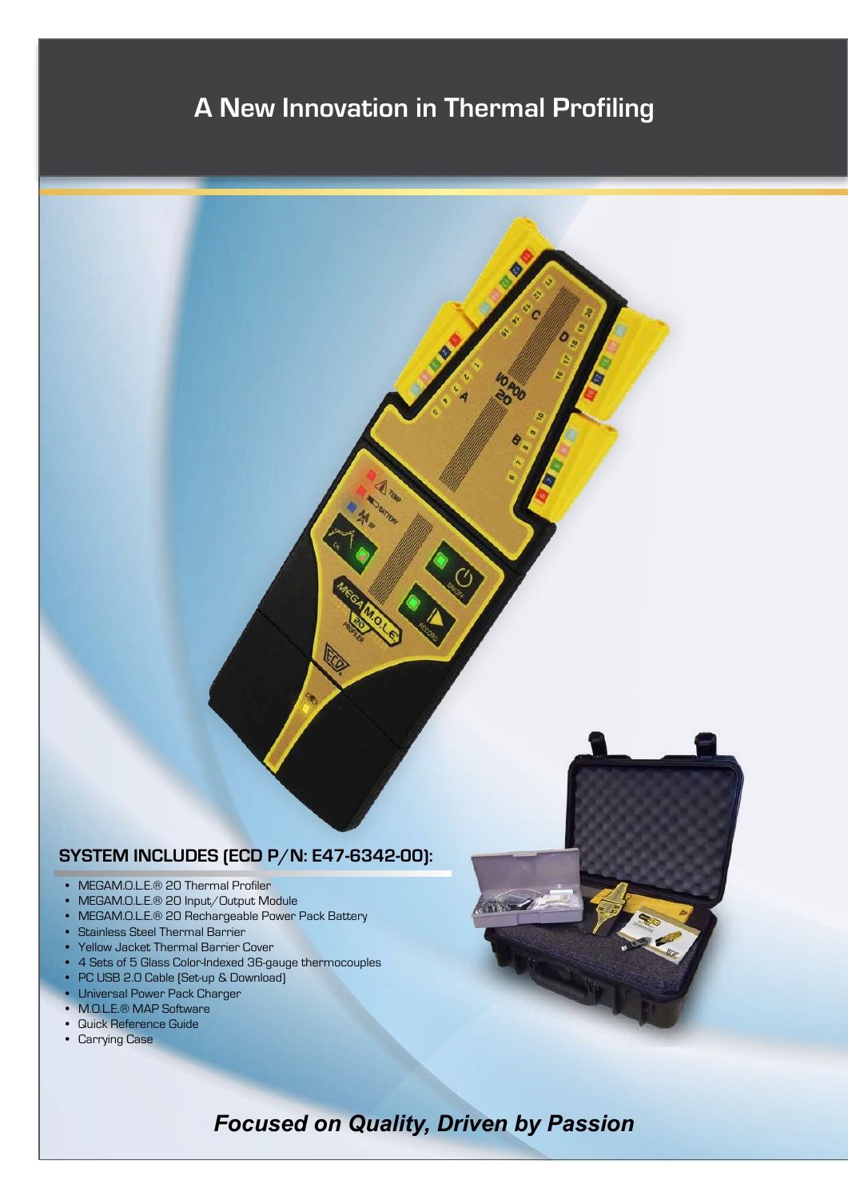# A New Innovation in Thermal Profiling

## SYSTEM INCLUDES (ECD P/N: E47-6342-00):

- MEGAM.O.L.E.® 20 Thermal Profiler
- MEGAM.O.L.E.® 20 Input/Output Module
- MEGAM.O.L.E.® 20 Rechargeable Power Pack Battery
- Stainless Steel Thermal Barrier
- Yellow Jacket Thermal Barrier Cover
- 4 Sets of 5 Glass Color-Indexed 36-gauge thermocouples
- PC USB 2.0 Cable (Set-up & Download)
- Universal Power Pack Charger
- M.O.L.E.® MAP Software
- Quick Reference Guide
- Carrying Case

***Focused on Quality, Driven by Passion***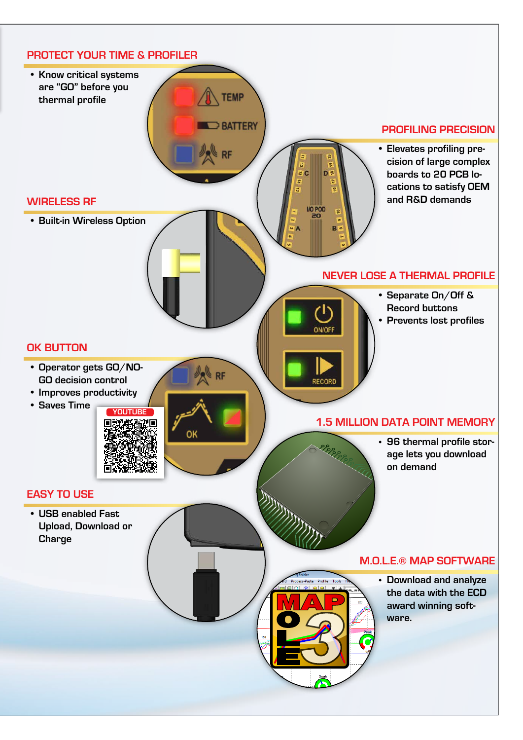## PROTECT YOUR TIME & PROFILER

- Know critical systems are "GO" before you thermal profile

## PROFILING PRECISION

- Elevates profiling precision of large complex boards to 20 PCB locations to satisfy OEM and R&D demands

## WIRELESS RF

- Built-in Wireless Option

## NEVER LOSE A THERMAL PROFILE

- Separate On/Off & Record buttons
- Prevents lost profiles

## OK BUTTON

- Operator gets GO/NO-GO decision control
- Improves productivity
- Saves Time

YOUTUBE

## 1.5 MILLION DATA POINT MEMORY

- 96 thermal profile storage lets you download on demand

## EASY TO USE

- USB enabled Fast Upload, Download or Charge

## M.O.L.E.® MAP SOFTWARE

- Download and analyze the data with the ECD award winning software.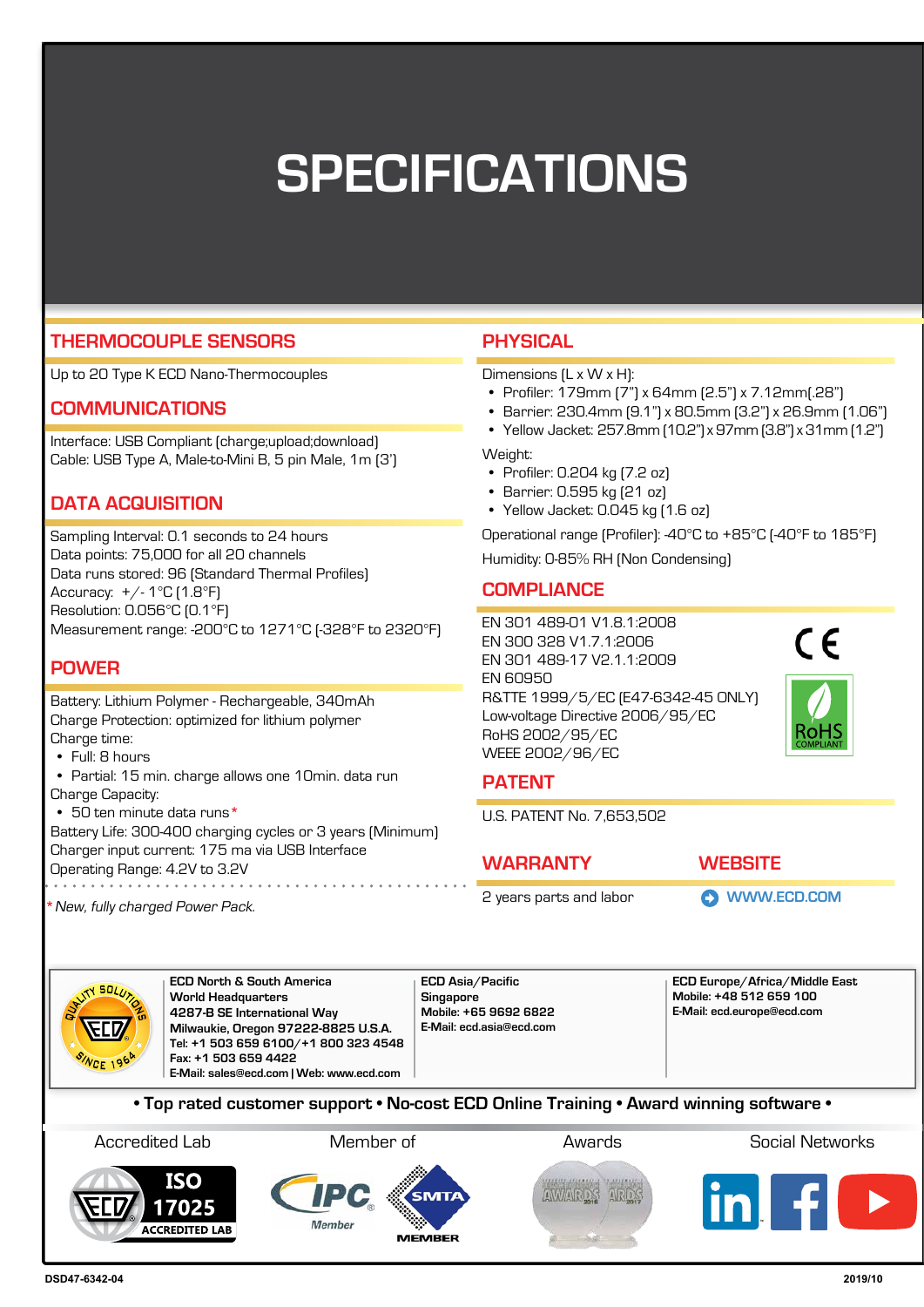# SPECIFICATIONS

## THERMOCOUPLE SENSORS

Up to 20 Type K ECD Nano-Thermocouples

## COMMUNICATIONS

Interface: USB Compliant (charge;upload;download)
Cable: USB Type A, Male-to-Mini B, 5 pin Male, 1m (3')

## DATA ACQUISITION

Sampling Interval: 0.1 seconds to 24 hours
Data points: 75,000 for all 20 channels
Data runs stored: 96 (Standard Thermal Profiles)
Accuracy: +/- 1°C (1.8°F)
Resolution: 0.056°C (0.1°F)
Measurement range: -200°C to 1271°C (-328°F to 2320°F)

## POWER

Battery: Lithium Polymer - Rechargeable, 340mAh
Charge Protection: optimized for lithium polymer
Charge time:

- Full: 8 hours
- Partial: 15 min. charge allows one 10min. data run

Charge Capacity:

- 50 ten minute data runs*

Battery Life: 300-400 charging cycles or 3 years (Minimum)
Charger input current: 175 ma via USB Interface
Operating Range: 4.2V to 3.2V

*\* New, fully charged Power Pack.*

## PHYSICAL

Dimensions (L x W x H):

- Profiler: 179mm (7") x 64mm (2.5") x 7.12mm(.28")
- Barrier: 230.4mm (9.1") x 80.5mm (3.2") x 26.9mm (1.06")
- Yellow Jacket: 257.8mm (10.2") x 97mm (3.8") x 31mm (1.2")

Weight:

- Profiler: 0.204 kg (7.2 oz)
- Barrier: 0.595 kg (21 oz)
- Yellow Jacket: 0.045 kg (1.6 oz)

Operational range (Profiler): -40°C to +85°C (-40°F to 185°F)

Humidity: 0-85% RH (Non Condensing)

## COMPLIANCE

EN 301 489-01 V1.8.1:2008
EN 300 328 V1.7.1:2006
EN 301 489-17 V2.1.1:2009
EN 60950
R&TTE 1999/5/EC (E47-6342-45 ONLY)
Low-voltage Directive 2006/95/EC
RoHS 2002/95/EC
WEEE 2002/96/EC

CE

RoHS COMPLIANT

## PATENT

U.S. PATENT No. 7,653,502

## WARRANTY

2 years parts and labor

## WEBSITE

WWW.ECD.COM

---

**ECD North & South America**
**World Headquarters**
**4287-B SE International Way**
**Milwaukie, Oregon 97222-8825 U.S.A.**
**Tel: +1 503 659 6100/+1 800 323 4548**
**Fax: +1 503 659 4422**
**E-Mail: sales@ecd.com | Web: www.ecd.com**

**ECD Asia/Pacific**
**Singapore**
**Mobile: +65 9692 6822**
**E-Mail: ecd.asia@ecd.com**

**ECD Europe/Africa/Middle East**
**Mobile: +48 512 659 100**
**E-Mail: ecd.europe@ecd.com**

**• Top rated customer support • No-cost ECD Online Training • Award winning software •**

Accredited Lab — ISO 17025 ACCREDITED LAB

Member of — IPC Member, SMTA MEMBER

Awards

Social Networks

DSD47-6342-04

2019/10